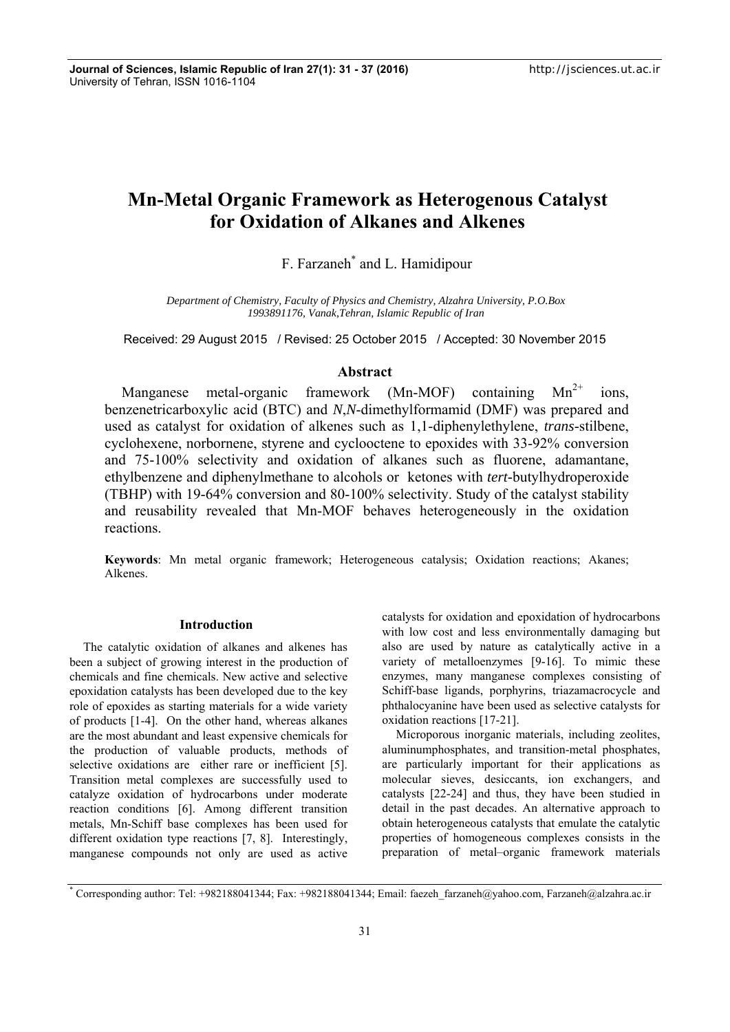# Mn-Metal Organic Framework as Heterogenous Catalyst for Oxidation of Alkanes and Alkenes

F. Farzaneh* and L. Hamidipour

*Department of Chemistry, Faculty of Physics and Chemistry, Alzahra University, P.O.Box 1993891176, Vanak,Tehran, Islamic Republic of Iran*

Received: 29 August 2015 / Revised: 25 October 2015 / Accepted: 30 November 2015

## Abstract

Manganese metal-organic framework (Mn-MOF) containing $Mn^{2+}$ ions, benzenetricarboxylic acid (BTC) and *N*,*N*-dimethylformamid (DMF) was prepared and used as catalyst for oxidation of alkenes such as 1,1-diphenylethylene, *trans*-stilbene, cyclohexene, norbornene, styrene and cyclooctene to epoxides with 33-92% conversion and 75-100% selectivity and oxidation of alkanes such as fluorene, adamantane, ethylbenzene and diphenylmethane to alcohols or ketones with *tert*-butylhydroperoxide (TBHP) with 19-64% conversion and 80-100% selectivity. Study of the catalyst stability and reusability revealed that Mn-MOF behaves heterogeneously in the oxidation reactions.

**Keywords**: Mn metal organic framework; Heterogeneous catalysis; Oxidation reactions; Akanes; Alkenes.

## Introduction

The catalytic oxidation of alkanes and alkenes has been a subject of growing interest in the production of chemicals and fine chemicals. New active and selective epoxidation catalysts has been developed due to the key role of epoxides as starting materials for a wide variety of products [1-4]. On the other hand, whereas alkanes are the most abundant and least expensive chemicals for the production of valuable products, methods of selective oxidations are either rare or inefficient [5]. Transition metal complexes are successfully used to catalyze oxidation of hydrocarbons under moderate reaction conditions [6]. Among different transition metals, Mn-Schiff base complexes has been used for different oxidation type reactions [7, 8]. Interestingly, manganese compounds not only are used as active catalysts for oxidation and epoxidation of hydrocarbons with low cost and less environmentally damaging but also are used by nature as catalytically active in a variety of metalloenzymes [9-16]. To mimic these enzymes, many manganese complexes consisting of Schiff-base ligands, porphyrins, triazamacrocycle and phthalocyanine have been used as selective catalysts for oxidation reactions [17-21].

Microporous inorganic materials, including zeolites, aluminumphosphates, and transition-metal phosphates, are particularly important for their applications as molecular sieves, desiccants, ion exchangers, and catalysts [22-24] and thus, they have been studied in detail in the past decades. An alternative approach to obtain heterogeneous catalysts that emulate the catalytic properties of homogeneous complexes consists in the preparation of metal–organic framework materials

* Corresponding author: Tel: +982188041344; Fax: +982188041344; Email: faezeh_farzaneh@yahoo.com, Farzaneh@alzahra.ac.ir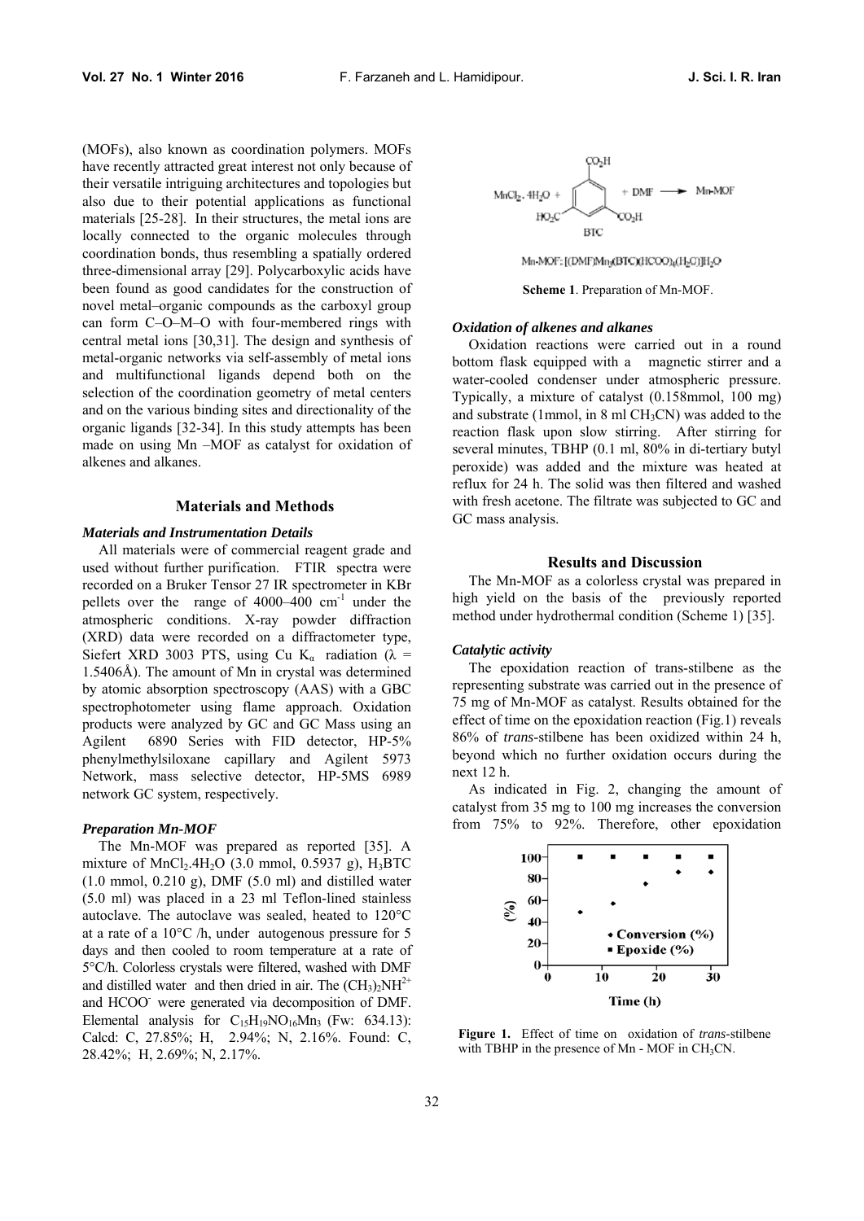(MOFs), also known as coordination polymers. MOFs have recently attracted great interest not only because of their versatile intriguing architectures and topologies but also due to their potential applications as functional materials [25-28]. In their structures, the metal ions are locally connected to the organic molecules through coordination bonds, thus resembling a spatially ordered three-dimensional array [29]. Polycarboxylic acids have been found as good candidates for the construction of novel metal–organic compounds as the carboxyl group can form C–O–M–O with four-membered rings with central metal ions [30,31]. The design and synthesis of metal-organic networks via self-assembly of metal ions and multifunctional ligands depend both on the selection of the coordination geometry of metal centers and on the various binding sites and directionality of the organic ligands [32-34]. In this study attempts has been made on using Mn –MOF as catalyst for oxidation of alkenes and alkanes.

## Materials and Methods

### *Materials and Instrumentation Details*

All materials were of commercial reagent grade and used without further purification. FTIR spectra were recorded on a Bruker Tensor 27 IR spectrometer in KBr pellets over the range of 4000–400 $cm^{-1}$ under the atmospheric conditions. X-ray powder diffraction (XRD) data were recorded on a diffractometer type, Siefert XRD 3003 PTS, using Cu $K_{\alpha}$ radiation ($\lambda$ = 1.5406Å). The amount of Mn in crystal was determined by atomic absorption spectroscopy (AAS) with a GBC spectrophotometer using flame approach. Oxidation products were analyzed by GC and GC Mass using an Agilent 6890 Series with FID detector, HP-5% phenylmethylsiloxane capillary and Agilent 5973 Network, mass selective detector, HP-5MS 6989 network GC system, respectively.

### *Preparation Mn-MOF*

The Mn-MOF was prepared as reported [35]. A mixture of $MnCl_2.4H_2O$ (3.0 mmol, 0.5937 g), $H_3BTC$ (1.0 mmol, 0.210 g), DMF (5.0 ml) and distilled water (5.0 ml) was placed in a 23 ml Teflon-lined stainless autoclave. The autoclave was sealed, heated to 120°C at a rate of a 10°C /h, under autogenous pressure for 5 days and then cooled to room temperature at a rate of 5°C/h. Colorless crystals were filtered, washed with DMF and distilled water and then dried in air. The $(CH_3)_2NH^{2+}$ and $HCOO^-$ were generated via decomposition of DMF. Elemental analysis for $C_{15}H_{19}NO_{16}Mn_3$ (Fw: 634.13): Calcd: C, 27.85%; H, 2.94%; N, 2.16%. Found: C, 28.42%; H, 2.69%; N, 2.17%.

$MnCl_2 . 4H_2O$ + BTC + DMF ⟶ Mn-MOF

Mn-MOF: $[(DMF)Mn_3(BTC)(HCOO)_4(H_2O)]H_2O$

**Scheme 1**. Preparation of Mn-MOF.

### *Oxidation of alkenes and alkanes*

Oxidation reactions were carried out in a round bottom flask equipped with a magnetic stirrer and a water-cooled condenser under atmospheric pressure. Typically, a mixture of catalyst (0.158mmol, 100 mg) and substrate (1mmol, in 8 ml $CH_3CN$) was added to the reaction flask upon slow stirring. After stirring for several minutes, TBHP (0.1 ml, 80% in di-tertiary butyl peroxide) was added and the mixture was heated at reflux for 24 h. The solid was then filtered and washed with fresh acetone. The filtrate was subjected to GC and GC mass analysis.

## Results and Discussion

The Mn-MOF as a colorless crystal was prepared in high yield on the basis of the previously reported method under hydrothermal condition (Scheme 1) [35].

### *Catalytic activity*

The epoxidation reaction of trans-stilbene as the representing substrate was carried out in the presence of 75 mg of Mn-MOF as catalyst. Results obtained for the effect of time on the epoxidation reaction (Fig.1) reveals 86% of *trans*-stilbene has been oxidized within 24 h, beyond which no further oxidation occurs during the next 12 h.

As indicated in Fig. 2, changing the amount of catalyst from 35 mg to 100 mg increases the conversion from 75% to 92%. Therefore, other epoxidation

**Figure 1.** Effect of time on oxidation of *trans*-stilbene with TBHP in the presence of Mn - MOF in $CH_3CN$.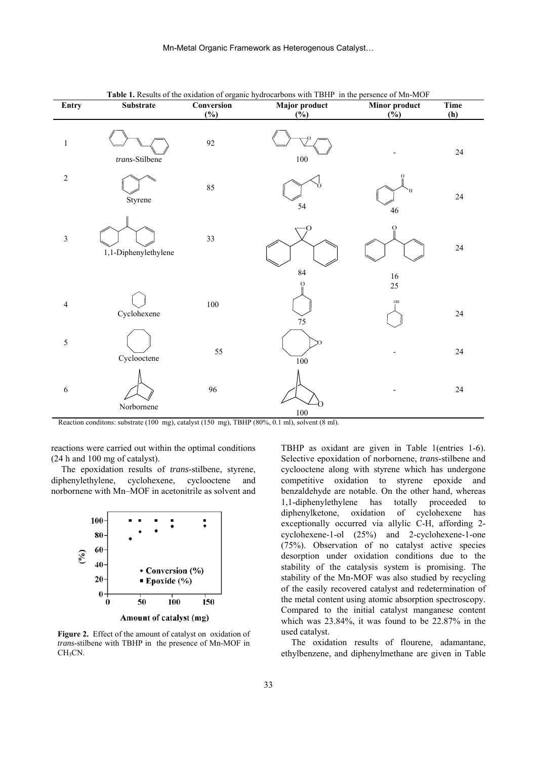**Table 1.** Results of the oxidation of organic hydrocarbons with TBHP in the persence of Mn-MOF

| Entry | Substrate | Conversion (%) | Major product (%) | Minor product (%) | Time (h) |
|---|---|---|---|---|---|
| 1 | *trans*-Stilbene | 92 | 100 | - | 24 |
| 2 | Styrene | 85 | 54 | 46 | 24 |
| 3 | 1,1-Diphenylethylene | 33 | 84 | 16 | 24 |
| 4 | Cyclohexene | 100 | 75 | 25 | 24 |
| 5 | Cyclooctene | 55 | 100 | - | 24 |
| 6 | Norbornene | 96 | 100 | - | 24 |

Reaction conditons: substrate (100 mg), catalyst (150 mg), TBHP (80%, 0.1 ml), solvent (8 ml).

reactions were carried out within the optimal conditions (24 h and 100 mg of catalyst).

The epoxidation results of *trans*-stilbene, styrene, diphenylethylene, cyclohexene, cyclooctene and norbornene with Mn–MOF in acetonitrile as solvent and TBHP as oxidant are given in Table 1(entries 1-6). Selective epoxidation of norbornene, *trans*-stilbene and cyclooctene along with styrene which has undergone competitive oxidation to styrene epoxide and benzaldehyde are notable. On the other hand, whereas 1,1-diphenylethylene has totally proceeded to diphenylketone, oxidation of cyclohexene has exceptionally occurred via allylic C-H, affording 2-cyclohexene-1-ol (25%) and 2-cyclohexene-1-one (75%). Observation of no catalyst active species desorption under oxidation conditions due to the stability of the catalysis system is promising. The stability of the Mn-MOF was also studied by recycling of the easily recovered catalyst and redetermination of the metal content using atomic absorption spectroscopy. Compared to the initial catalyst manganese content which was 23.84%, it was found to be 22.87% in the used catalyst.

**Figure 2.** Effect of the amount of catalyst on oxidation of *trans*-stilbene with TBHP in the presence of Mn-MOF in $CH_3CN$.

The oxidation results of flourene, adamantane, ethylbenzene, and diphenylmethane are given in Table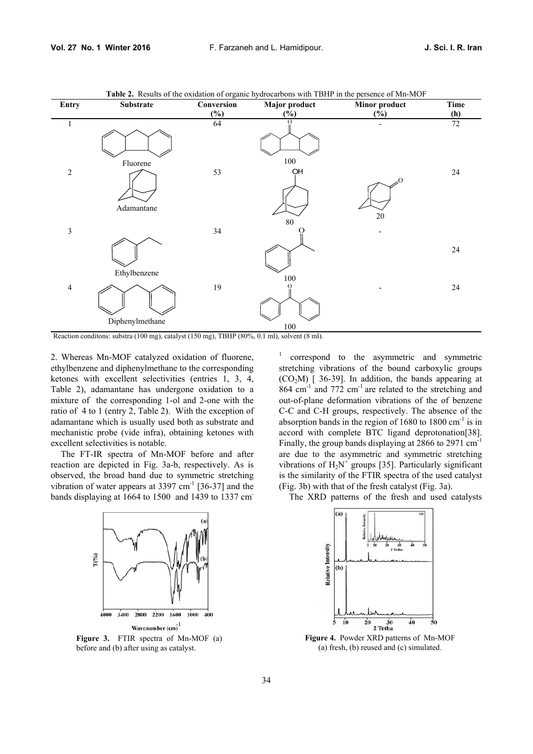**Table 2.** Results of the oxidation of organic hydrocarbons with TBHP in the persence of Mn-MOF

| Entry | Substrate | Conversion (%) | Major product (%) | Minor product (%) | Time (h) |
|---|---|---|---|---|---|
| 1 | Fluorene | 64 | 100 | - | 72 |
| 2 | Adamantane | 53 | 80 | 20 | 24 |
| 3 | Ethylbenzene | 34 | 100 | - | 24 |
| 4 | Diphenylmethane | 19 | 100 | - | 24 |

Reaction conditons: substra (100 mg), catalyst (150 mg), TBHP (80%, 0.1 ml), solvent (8 ml).

2. Whereas Mn-MOF catalyzed oxidation of fluorene, ethylbenzene and diphenylmethane to the corresponding ketones with excellent selectivities (entries 1, 3, 4, Table 2), adamantane has undergone oxidation to a mixture of the corresponding 1-ol and 2-one with the ratio of 4 to 1 (entry 2, Table 2). With the exception of adamantane which is usually used both as substrate and mechanistic probe (vide infra), obtaining ketones with excellent selectivities is notable.

The FT-IR spectra of Mn-MOF before and after reaction are depicted in Fig. 3a-b, respectively. As is observed, the broad band due to symmetric stretching vibration of water appears at 3397 $cm^{-1}$ [36-37] and the bands displaying at 1664 to 1500 and 1439 to 1337 $cm^{-1}$ correspond to the asymmetric and symmetric stretching vibrations of the bound carboxylic groups ($CO_2M$) [ 36-39]. In addition, the bands appearing at 864 $cm^{-1}$ and 772 $cm^{-1}$ are related to the stretching and out-of-plane deformation vibrations of the of benzene C-C and C-H groups, respectively. The absence of the absorption bands in the region of 1680 to 1800 $cm^{-1}$ is in accord with complete BTC ligand deprotonation[38]. Finally, the group bands displaying at 2866 to 2971 $cm^{-1}$ are due to the asymmetric and symmetric stretching vibrations of $H_2N^+$ groups [35]. Particularly significant is the similarity of the FTIR spectra of the used catalyst (Fig. 3b) with that of the fresh catalyst (Fig. 3a).

**Figure 3.** FTIR spectra of Mn-MOF (a) before and (b) after using as catalyst.

The XRD patterns of the fresh and used catalysts

**Figure 4.** Powder XRD patterns of Mn-MOF (a) fresh, (b) reused and (c) simulated.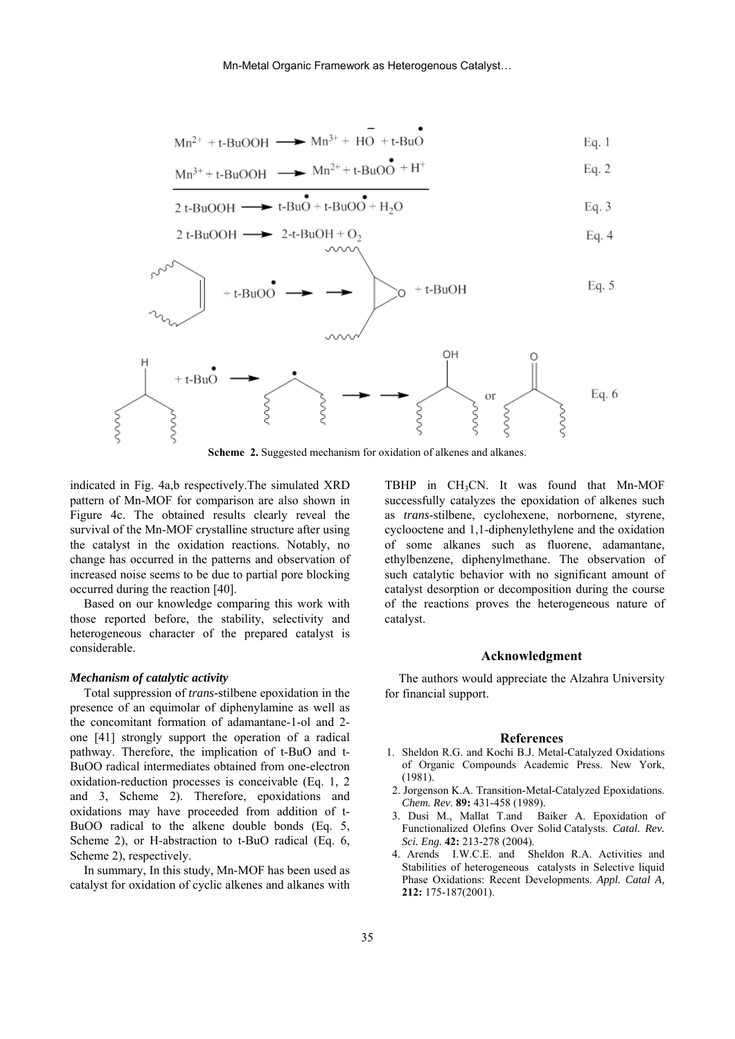$$Mn^{2+} + t\text{-}BuOOH \longrightarrow Mn^{3+} + H\bar{O} + t\text{-}Bu\dot{O} \quad \text{Eq. 1}$$

$$Mn^{3+} + t\text{-}BuOOH \longrightarrow Mn^{2+} + t\text{-}BuO\dot{O} + H^{+} \quad \text{Eq. 2}$$

$$2\ t\text{-}BuOOH \longrightarrow t\text{-}Bu\dot{O} + t\text{-}BuO\dot{O} + H_2O \quad \text{Eq. 3}$$

$$2\ t\text{-}BuOOH \longrightarrow 2\text{-}t\text{-}BuOH + O_2 \quad \text{Eq. 4}$$

$$\text{alkene} + t\text{-}BuO\dot{O} \longrightarrow \longrightarrow \text{epoxide} + t\text{-}BuOH \quad \text{Eq. 5}$$

$$\text{R}_2\text{CH–H} + t\text{-}Bu\dot{O} \longrightarrow \text{R}_2\dot{\text{C}}\text{H} \longrightarrow \longrightarrow \text{R}_2\text{CH–OH or R}_2\text{C=O} \quad \text{Eq. 6}$$

**Scheme 2.** Suggested mechanism for oxidation of alkenes and alkanes.

indicated in Fig. 4a,b respectively.The simulated XRD pattern of Mn-MOF for comparison are also shown in Figure 4c. The obtained results clearly reveal the survival of the Mn-MOF crystalline structure after using the catalyst in the oxidation reactions. Notably, no change has occurred in the patterns and observation of increased noise seems to be due to partial pore blocking occurred during the reaction [40].

Based on our knowledge comparing this work with those reported before, the stability, selectivity and heterogeneous character of the prepared catalyst is considerable.

### *Mechanism of catalytic activity*

Total suppression of *trans*-stilbene epoxidation in the presence of an equimolar of diphenylamine as well as the concomitant formation of adamantane-1-ol and 2-one [41] strongly support the operation of a radical pathway. Therefore, the implication of t-BuO and t-BuOO radical intermediates obtained from one-electron oxidation-reduction processes is conceivable (Eq. 1, 2 and 3, Scheme 2). Therefore, epoxidations and oxidations may have proceeded from addition of t-BuOO radical to the alkene double bonds (Eq. 5, Scheme 2), or H-abstraction to t-BuO radical (Eq. 6, Scheme 2), respectively.

In summary, In this study, Mn-MOF has been used as catalyst for oxidation of cyclic alkenes and alkanes with TBHP in $CH_3CN$. It was found that Mn-MOF successfully catalyzes the epoxidation of alkenes such as *trans*-stilbene, cyclohexene, norbornene, styrene, cyclooctene and 1,1-diphenylethylene and the oxidation of some alkanes such as fluorene, adamantane, ethylbenzene, diphenylmethane. The observation of such catalytic behavior with no significant amount of catalyst desorption or decomposition during the course of the reactions proves the heterogeneous nature of catalyst.

## Acknowledgment

The authors would appreciate the Alzahra University for financial support.

## References

1. Sheldon R.G. and Kochi B.J. Metal-Catalyzed Oxidations of Organic Compounds Academic Press. New York, (1981).
2. Jorgenson K.A. Transition-Metal-Catalyzed Epoxidations. *Chem. Rev*. **89:** 431-458 (1989).
3. Dusi M., Mallat T.and Baiker A. Epoxidation of Functionalized Olefins Over Solid Catalysts. *Catal. Rev. Sci. Eng.* **42:** 213-278 (2004).
4. Arends I.W.C.E. and Sheldon R.A. Activities and Stabilities of heterogeneous catalysts in Selective liquid Phase Oxidations: Recent Developments. *Appl. Catal A,* **212:** 175-187(2001).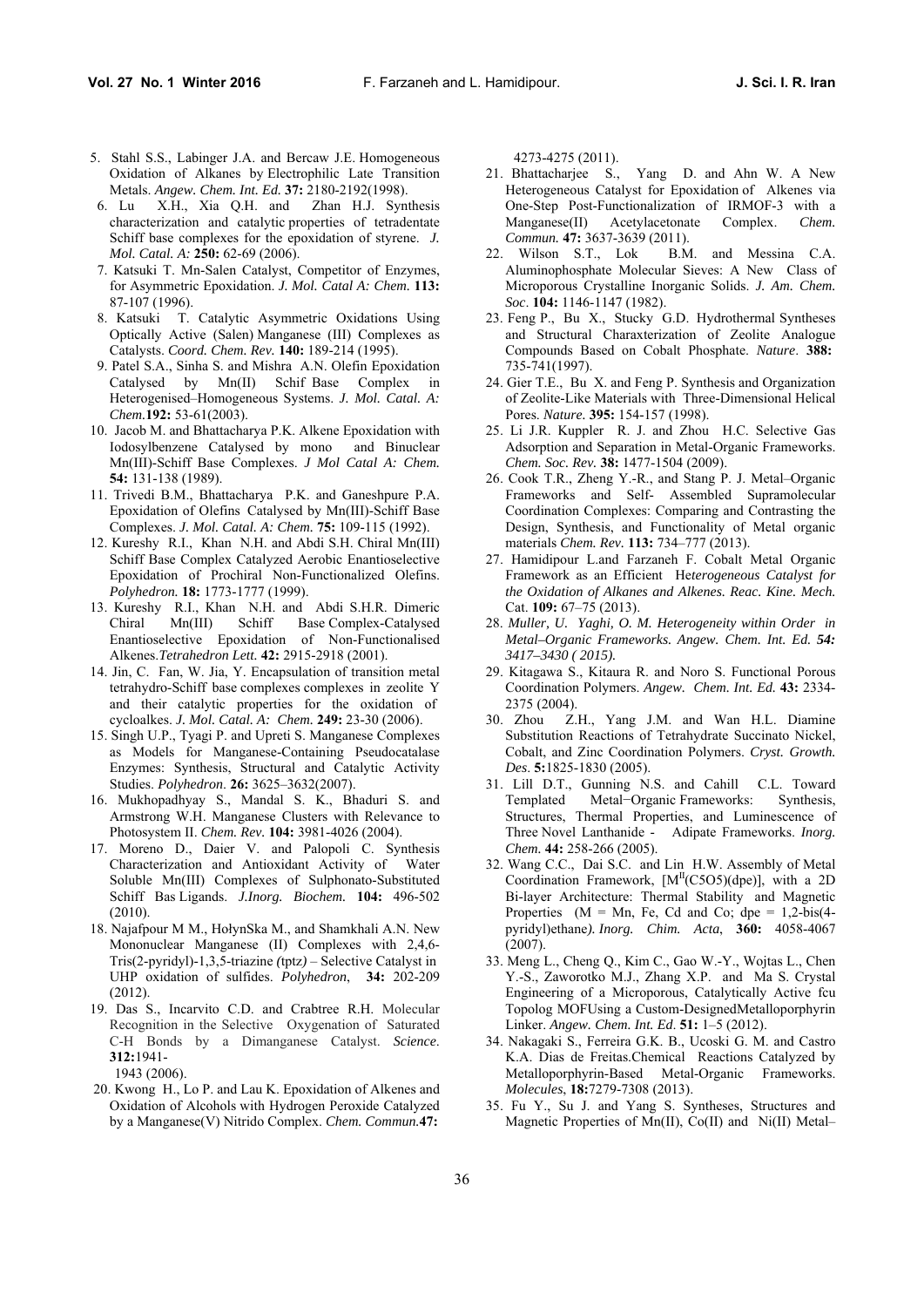5. Stahl S.S., Labinger J.A. and Bercaw J.E. Homogeneous Oxidation of Alkanes by Electrophilic Late Transition Metals. *Angew. Chem. Int. Ed.* **37:** 2180-2192(1998).
6. Lu X.H., Xia Q.H. and Zhan H.J. Synthesis characterization and catalytic properties of tetradentate Schiff base complexes for the epoxidation of styrene. *J. Mol. Catal. A:* **250:** 62-69 (2006).
7. Katsuki T. Mn-Salen Catalyst, Competitor of Enzymes, for Asymmetric Epoxidation. *J. Mol. Catal A: Chem.* **113:** 87-107 (1996).
8. Katsuki T. Catalytic Asymmetric Oxidations Using Optically Active (Salen) Manganese (III) Complexes as Catalysts. *Coord. Chem. Rev.* **140:** 189-214 (1995).
9. Patel S.A., Sinha S. and Mishra A.N. Olefin Epoxidation Catalysed by Mn(II) Schif Base Complex in Heterogenised–Homogeneous Systems. *J. Mol. Catal. A: Chem.***192:** 53-61(2003).
10. Jacob M. and Bhattacharya P.K. Alkene Epoxidation with Iodosylbenzene Catalysed by mono and Binuclear Mn(III)-Schiff Base Complexes. *J Mol Catal A: Chem.* **54:** 131-138 (1989).
11. Trivedi B.M., Bhattacharya P.K. and Ganeshpure P.A. Epoxidation of Olefins Catalysed by Mn(III)-Schiff Base Complexes. *J. Mol. Catal. A: Chem.* **75:** 109-115 (1992).
12. Kureshy R.I., Khan N.H. and Abdi S.H. Chiral Mn(III) Schiff Base Complex Catalyzed Aerobic Enantioselective Epoxidation of Prochiral Non-Functionalized Olefins. *Polyhedron.* **18:** 1773-1777 (1999).
13. Kureshy R.I., Khan N.H. and Abdi S.H.R. Dimeric Chiral Mn(III) Schiff Base Complex-Catalysed Enantioselective Epoxidation of Non-Functionalised Alkenes.*Tetrahedron Lett.* **42:** 2915-2918 (2001).
14. Jin, C. Fan, W. Jia, Y. Encapsulation of transition metal tetrahydro-Schiff base complexes complexes in zeolite Y and their catalytic properties for the oxidation of cycloalkes. *J. Mol. Catal. A: Chem.* **249:** 23-30 (2006).
15. Singh U.P., Tyagi P. and Upreti S. Manganese Complexes as Models for Manganese-Containing Pseudocatalase Enzymes: Synthesis, Structural and Catalytic Activity Studies. *Polyhedron*. **26:** 3625–3632(2007).
16. Mukhopadhyay S., Mandal S. K., Bhaduri S. and Armstrong W.H. Manganese Clusters with Relevance to Photosystem II. *Chem. Rev.* **104:** 3981-4026 (2004).
17. Moreno D., Daier V. and Palopoli C. Synthesis Characterization and Antioxidant Activity of Water Soluble Mn(III) Complexes of Sulphonato-Substituted Schiff Bas Ligands. *J.Inorg. Biochem.* **104:** 496-502 (2010).
18. Najafpour M M., HołynSka M., and Shamkhali A.N. New Mononuclear Manganese (II) Complexes with 2,4,6-Tris(2-pyridyl)-1,3,5-triazine *(*tptz*)* – Selective Catalyst in UHP oxidation of sulfides. *Polyhedron*, **34:** 202-209 (2012).
19. Das S., Incarvito C.D. and Crabtree R.H. Molecular Recognition in the Selective Oxygenation of Saturated C-H Bonds by a Dimanganese Catalyst. *Science*. **312:**1941-1943 (2006).
20. Kwong H., Lo P. and Lau K. Epoxidation of Alkenes and Oxidation of Alcohols with Hydrogen Peroxide Catalyzed by a Manganese(V) Nitrido Complex. *Chem. Commun.***47:** 4273-4275 (2011).
21. Bhattacharjee S., Yang D. and Ahn W. A New Heterogeneous Catalyst for Epoxidation of Alkenes via One-Step Post-Functionalization of IRMOF-3 with a Manganese(II) Acetylacetonate Complex. *Chem. Commun.* **47:** 3637-3639 (2011).
22. Wilson S.T., Lok B.M. and Messina C.A. Aluminophosphate Molecular Sieves: A New Class of Microporous Crystalline Inorganic Solids. *J. Am. Chem. Soc*. **104:** 1146-1147 (1982).
23. Feng P., Bu X., Stucky G.D. Hydrothermal Syntheses and Structural Charaxterization of Zeolite Analogue Compounds Based on Cobalt Phosphate. *Nature*. **388:** 735-741(1997).
24. Gier T.E., Bu X. and Feng P. Synthesis and Organization of Zeolite-Like Materials with Three-Dimensional Helical Pores. *Nature.* **395:** 154-157 (1998).
25. Li J.R. Kuppler R. J. and Zhou H.C. Selective Gas Adsorption and Separation in Metal-Organic Frameworks. *Chem. Soc. Rev.* **38:** 1477-1504 (2009).
26. Cook T.R., Zheng Y.-R., and Stang P. J. Metal–Organic Frameworks and Self- Assembled Supramolecular Coordination Complexes: Comparing and Contrasting the Design, Synthesis, and Functionality of Metal organic materials *Chem. Rev.* **113:** 734–777 (2013).
27. Hamidipour L.and Farzaneh F. Cobalt Metal Organic Framework as an Efficient H*eterogeneous Catalyst for the Oxidation of Alkanes and Alkenes. Reac. Kine. Mech.* Cat. **109:** 67–75 (2013).
28. *Muller, U. Yaghi, O. M. Heterogeneity within Order in Metal–Organic Frameworks. Angew. Chem. Int. Ed. **54:** 3417–3430 ( 2015).*
29. Kitagawa S., Kitaura R. and Noro S. Functional Porous Coordination Polymers. *Angew. Chem. Int. Ed.* **43:** 2334-2375 (2004).
30. Zhou Z.H., Yang J.M. and Wan H.L. Diamine Substitution Reactions of Tetrahydrate Succinato Nickel, Cobalt, and Zinc Coordination Polymers. *Cryst. Growth. Des*. **5:**1825-1830 (2005).
31. Lill D.T., Gunning N.S. and Cahill C.L. Toward Templated Metal−Organic Frameworks: Synthesis, Structures, Thermal Properties, and Luminescence of Three Novel Lanthanide - Adipate Frameworks. *Inorg. Chem.* **44:** 258-266 (2005).
32. Wang C.C., Dai S.C. and Lin H.W. Assembly of Metal Coordination Framework, $[M^{II}(C5O5)(dpe)]$, with a 2D Bi-layer Architecture: Thermal Stability and Magnetic Properties (M = Mn, Fe, Cd and Co; dpe = 1,2-bis(4-pyridyl)ethane*). Inorg. Chim. Acta*, **360:** 4058-4067 (2007).
33. Meng L., Cheng Q., Kim C., Gao W.-Y., Wojtas L., Chen Y.-S., Zaworotko M.J., Zhang X.P. and Ma S. Crystal Engineering of a Microporous, Catalytically Active fcu Topolog MOFUsing a Custom-DesignedMetalloporphyrin Linker. *Angew. Chem. Int. Ed*. **51:** 1–5 (2012).
34. Nakagaki S., Ferreira G.K. B., Ucoski G. M. and Castro K.A. Dias de Freitas.Chemical Reactions Catalyzed by Metalloporphyrin-Based Metal-Organic Frameworks. *Molecules*, **18:**7279-7308 (2013).
35. Fu Y., Su J. and Yang S. Syntheses, Structures and Magnetic Properties of Mn(II), Co(II) and Ni(II) Metal–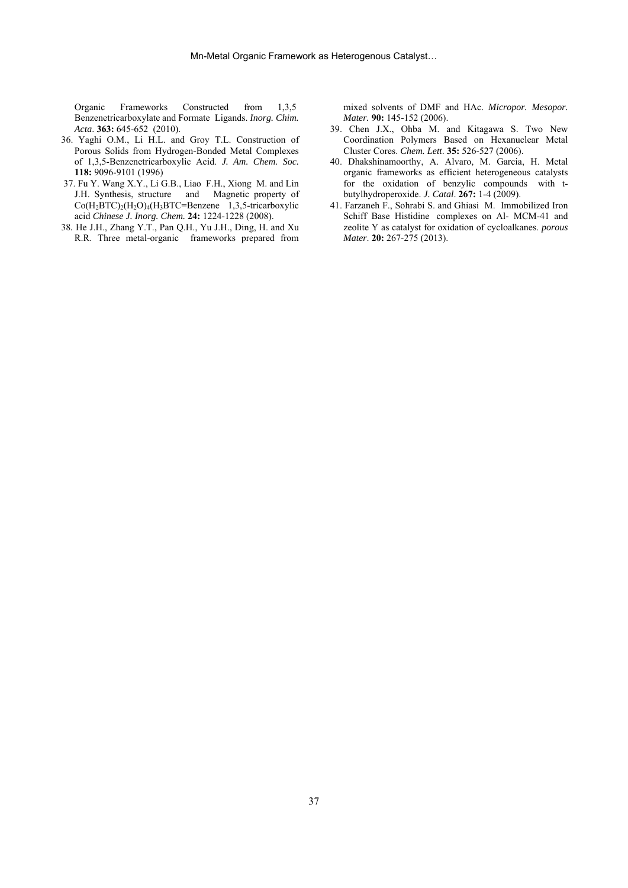Organic Frameworks Constructed from 1,3,5 Benzenetricarboxylate and Formate Ligands. *Inorg. Chim. Acta*. **363:** 645-652 (2010).

36. Yaghi O.M., Li H.L. and Groy T.L. Construction of Porous Solids from Hydrogen-Bonded Metal Complexes of 1,3,5-Benzenetricarboxylic Acid. *J. Am. Chem. Soc.* **118:** 9096-9101 (1996)
37. Fu Y. Wang X.Y., Li G.B., Liao F.H., Xiong M. and Lin J.H. Synthesis, structure and Magnetic property of $Co(H_2BTC)_2(H_2O)_4$($H_3BTC$=Benzene 1,3,5-tricarboxylic acid *Chinese J. Inorg. Chem.* **24:** 1224-1228 (2008).
38. He J.H., Zhang Y.T., Pan Q.H., Yu J.H., Ding, H. and Xu R.R. Three metal-organic frameworks prepared from mixed solvents of DMF and HAc. *Micropor. Mesopor. Mater.* **90:** 145-152 (2006).
39. Chen J.X., Ohba M. and Kitagawa S. Two New Coordination Polymers Based on Hexanuclear Metal Cluster Cores. *Chem. Lett*. **35:** 526-527 (2006).
40. Dhakshinamoorthy, A. Alvaro, M. Garcia, H. Metal organic frameworks as efficient heterogeneous catalysts for the oxidation of benzylic compounds with t-butylhydroperoxide. *J. Catal*. **267:** 1-4 (2009).
41. Farzaneh F., Sohrabi S. and Ghiasi M. Immobilized Iron Schiff Base Histidine complexes on Al- MCM-41 and zeolite Y as catalyst for oxidation of cycloalkanes. *porous Mater*. **20:** 267-275 (2013).